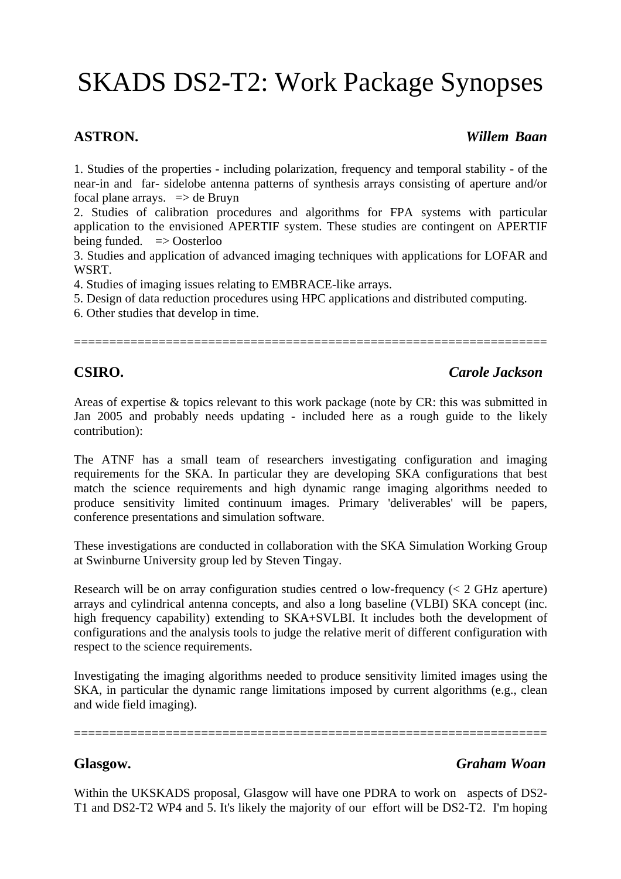# SKADS DS2-T2: Work Package Synopses

**ASTRON.** ***Willem Baan***

1. Studies of the properties - including polarization, frequency and temporal stability - of the near-in and far- sidelobe antenna patterns of synthesis arrays consisting of aperture and/or focal plane arrays. => de Bruyn
2. Studies of calibration procedures and algorithms for FPA systems with particular application to the envisioned APERTIF system. These studies are contingent on APERTIF being funded. => Oosterloo
3. Studies and application of advanced imaging techniques with applications for LOFAR and WSRT.
4. Studies of imaging issues relating to EMBRACE-like arrays.
5. Design of data reduction procedures using HPC applications and distributed computing.
6. Other studies that develop in time.

=================================================================

**CSIRO.** ***Carole Jackson***

Areas of expertise & topics relevant to this work package (note by CR: this was submitted in Jan 2005 and probably needs updating - included here as a rough guide to the likely contribution):

The ATNF has a small team of researchers investigating configuration and imaging requirements for the SKA. In particular they are developing SKA configurations that best match the science requirements and high dynamic range imaging algorithms needed to produce sensitivity limited continuum images. Primary 'deliverables' will be papers, conference presentations and simulation software.

These investigations are conducted in collaboration with the SKA Simulation Working Group at Swinburne University group led by Steven Tingay.

Research will be on array configuration studies centred o low-frequency (< 2 GHz aperture) arrays and cylindrical antenna concepts, and also a long baseline (VLBI) SKA concept (inc. high frequency capability) extending to SKA+SVLBI. It includes both the development of configurations and the analysis tools to judge the relative merit of different configuration with respect to the science requirements.

Investigating the imaging algorithms needed to produce sensitivity limited images using the SKA, in particular the dynamic range limitations imposed by current algorithms (e.g., clean and wide field imaging).

=================================================================

**Glasgow.** ***Graham Woan***

Within the UKSKADS proposal, Glasgow will have one PDRA to work on aspects of DS2-T1 and DS2-T2 WP4 and 5. It's likely the majority of our effort will be DS2-T2. I'm hoping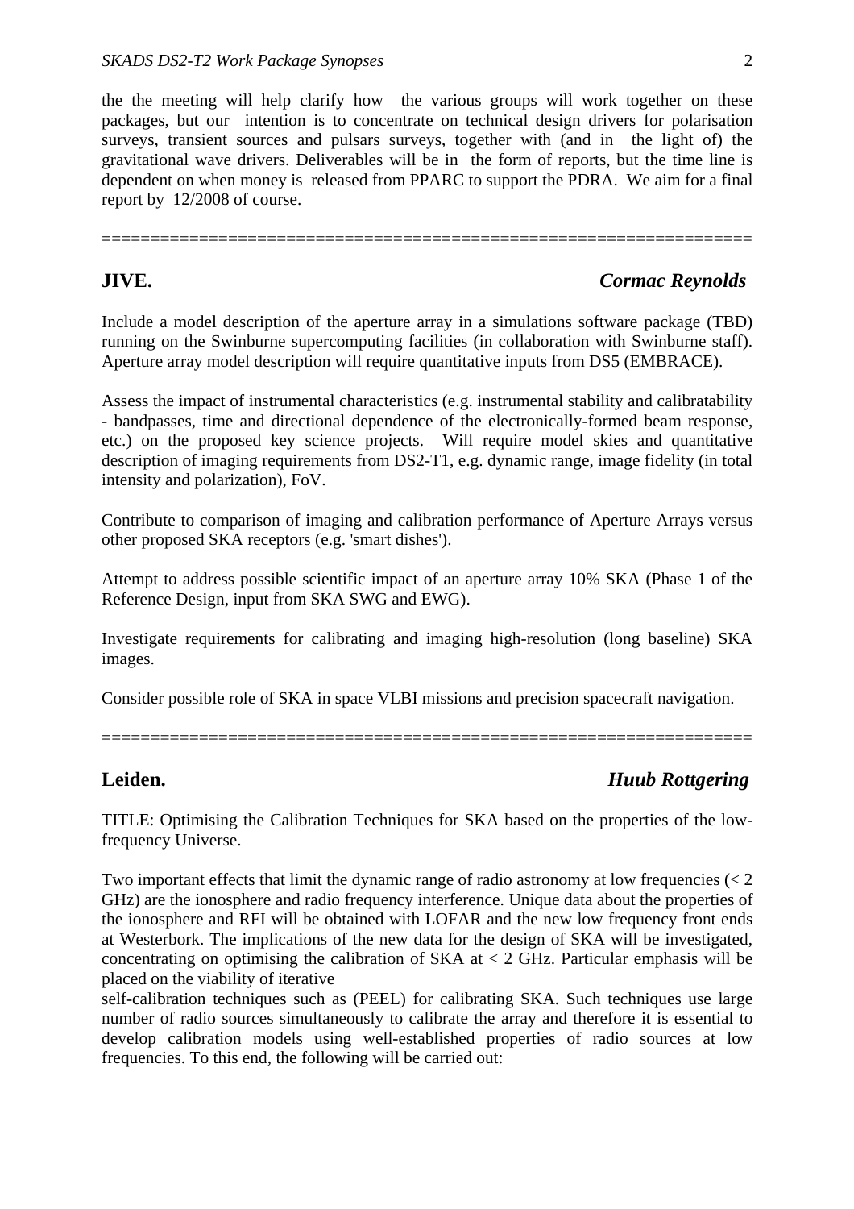the the meeting will help clarify how the various groups will work together on these packages, but our intention is to concentrate on technical design drivers for polarisation surveys, transient sources and pulsars surveys, together with (and in the light of) the gravitational wave drivers. Deliverables will be in the form of reports, but the time line is dependent on when money is released from PPARC to support the PDRA. We aim for a final report by 12/2008 of course.

==================================================================

**JIVE.** ***Cormac Reynolds***

Include a model description of the aperture array in a simulations software package (TBD) running on the Swinburne supercomputing facilities (in collaboration with Swinburne staff). Aperture array model description will require quantitative inputs from DS5 (EMBRACE).

Assess the impact of instrumental characteristics (e.g. instrumental stability and calibratability - bandpasses, time and directional dependence of the electronically-formed beam response, etc.) on the proposed key science projects. Will require model skies and quantitative description of imaging requirements from DS2-T1, e.g. dynamic range, image fidelity (in total intensity and polarization), FoV.

Contribute to comparison of imaging and calibration performance of Aperture Arrays versus other proposed SKA receptors (e.g. 'smart dishes').

Attempt to address possible scientific impact of an aperture array 10% SKA (Phase 1 of the Reference Design, input from SKA SWG and EWG).

Investigate requirements for calibrating and imaging high-resolution (long baseline) SKA images.

Consider possible role of SKA in space VLBI missions and precision spacecraft navigation.

==================================================================

**Leiden.** ***Huub Rottgering***

TITLE: Optimising the Calibration Techniques for SKA based on the properties of the low-frequency Universe.

Two important effects that limit the dynamic range of radio astronomy at low frequencies (< 2 GHz) are the ionosphere and radio frequency interference. Unique data about the properties of the ionosphere and RFI will be obtained with LOFAR and the new low frequency front ends at Westerbork. The implications of the new data for the design of SKA will be investigated, concentrating on optimising the calibration of SKA at < 2 GHz. Particular emphasis will be placed on the viability of iterative
self-calibration techniques such as (PEEL) for calibrating SKA. Such techniques use large number of radio sources simultaneously to calibrate the array and therefore it is essential to develop calibration models using well-established properties of radio sources at low frequencies. To this end, the following will be carried out: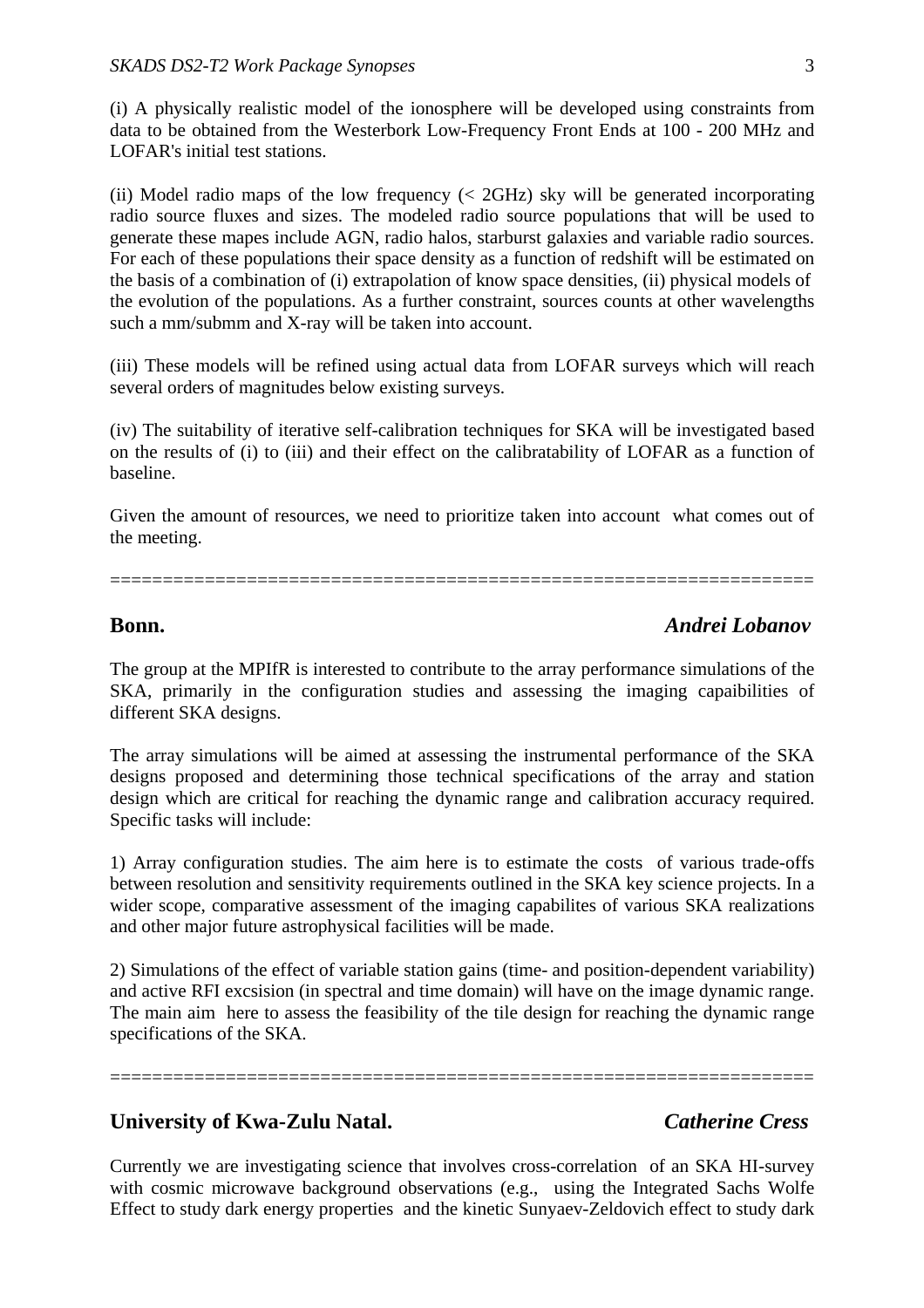(i) A physically realistic model of the ionosphere will be developed using constraints from data to be obtained from the Westerbork Low-Frequency Front Ends at 100 - 200 MHz and LOFAR's initial test stations.

(ii) Model radio maps of the low frequency (< 2GHz) sky will be generated incorporating radio source fluxes and sizes. The modeled radio source populations that will be used to generate these mapes include AGN, radio halos, starburst galaxies and variable radio sources. For each of these populations their space density as a function of redshift will be estimated on the basis of a combination of (i) extrapolation of know space densities, (ii) physical models of the evolution of the populations. As a further constraint, sources counts at other wavelengths such a mm/submm and X-ray will be taken into account.

(iii) These models will be refined using actual data from LOFAR surveys which will reach several orders of magnitudes below existing surveys.

(iv) The suitability of iterative self-calibration techniques for SKA will be investigated based on the results of (i) to (iii) and their effect on the calibratability of LOFAR as a function of baseline.

Given the amount of resources, we need to prioritize taken into account what comes out of the meeting.

==================================================================

**Bonn.** ***Andrei Lobanov***

The group at the MPIfR is interested to contribute to the array performance simulations of the SKA, primarily in the configuration studies and assessing the imaging capaibilities of different SKA designs.

The array simulations will be aimed at assessing the instrumental performance of the SKA designs proposed and determining those technical specifications of the array and station design which are critical for reaching the dynamic range and calibration accuracy required. Specific tasks will include:

1) Array configuration studies. The aim here is to estimate the costs of various trade-offs between resolution and sensitivity requirements outlined in the SKA key science projects. In a wider scope, comparative assessment of the imaging capabilites of various SKA realizations and other major future astrophysical facilities will be made.

2) Simulations of the effect of variable station gains (time- and position-dependent variability) and active RFI excsision (in spectral and time domain) will have on the image dynamic range. The main aim here to assess the feasibility of the tile design for reaching the dynamic range specifications of the SKA.

==================================================================

**University of Kwa-Zulu Natal.** ***Catherine Cress***

Currently we are investigating science that involves cross-correlation of an SKA HI-survey with cosmic microwave background observations (e.g., using the Integrated Sachs Wolfe Effect to study dark energy properties and the kinetic Sunyaev-Zeldovich effect to study dark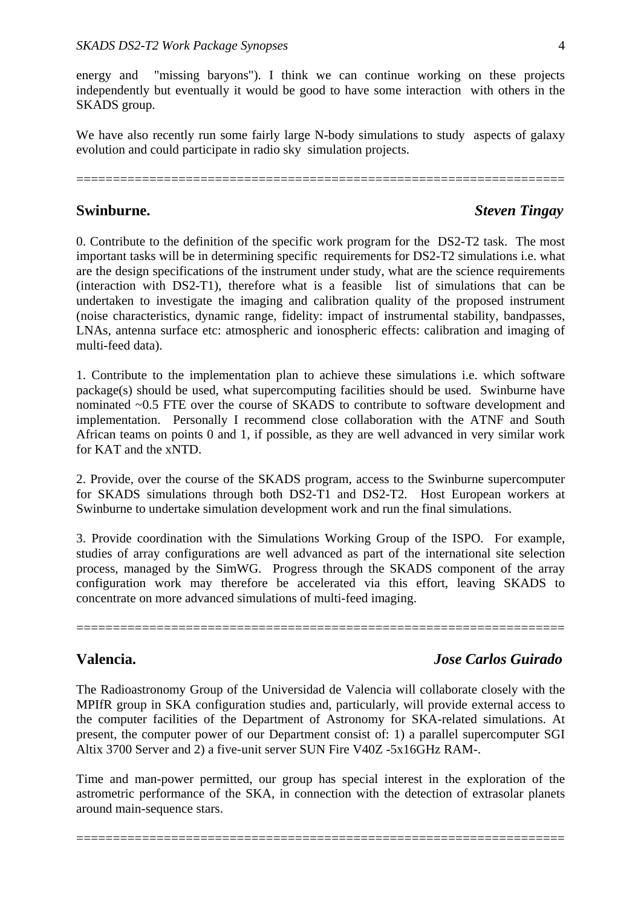energy and "missing baryons"). I think we can continue working on these projects independently but eventually it would be good to have some interaction with others in the SKADS group.

We have also recently run some fairly large N-body simulations to study aspects of galaxy evolution and could participate in radio sky simulation projects.

===================================================================

## Swinburne. *Steven Tingay*

0. Contribute to the definition of the specific work program for the DS2-T2 task. The most important tasks will be in determining specific requirements for DS2-T2 simulations i.e. what are the design specifications of the instrument under study, what are the science requirements (interaction with DS2-T1), therefore what is a feasible list of simulations that can be undertaken to investigate the imaging and calibration quality of the proposed instrument (noise characteristics, dynamic range, fidelity: impact of instrumental stability, bandpasses, LNAs, antenna surface etc: atmospheric and ionospheric effects: calibration and imaging of multi-feed data).

1. Contribute to the implementation plan to achieve these simulations i.e. which software package(s) should be used, what supercomputing facilities should be used. Swinburne have nominated ~0.5 FTE over the course of SKADS to contribute to software development and implementation. Personally I recommend close collaboration with the ATNF and South African teams on points 0 and 1, if possible, as they are well advanced in very similar work for KAT and the xNTD.

2. Provide, over the course of the SKADS program, access to the Swinburne supercomputer for SKADS simulations through both DS2-T1 and DS2-T2. Host European workers at Swinburne to undertake simulation development work and run the final simulations.

3. Provide coordination with the Simulations Working Group of the ISPO. For example, studies of array configurations are well advanced as part of the international site selection process, managed by the SimWG. Progress through the SKADS component of the array configuration work may therefore be accelerated via this effort, leaving SKADS to concentrate on more advanced simulations of multi-feed imaging.

===================================================================

## Valencia. *Jose Carlos Guirado*

The Radioastronomy Group of the Universidad de Valencia will collaborate closely with the MPIfR group in SKA configuration studies and, particularly, will provide external access to the computer facilities of the Department of Astronomy for SKA-related simulations. At present, the computer power of our Department consist of: 1) a parallel supercomputer SGI Altix 3700 Server and 2) a five-unit server SUN Fire V40Z -5x16GHz RAM-.

Time and man-power permitted, our group has special interest in the exploration of the astrometric performance of the SKA, in connection with the detection of extrasolar planets around main-sequence stars.

===================================================================